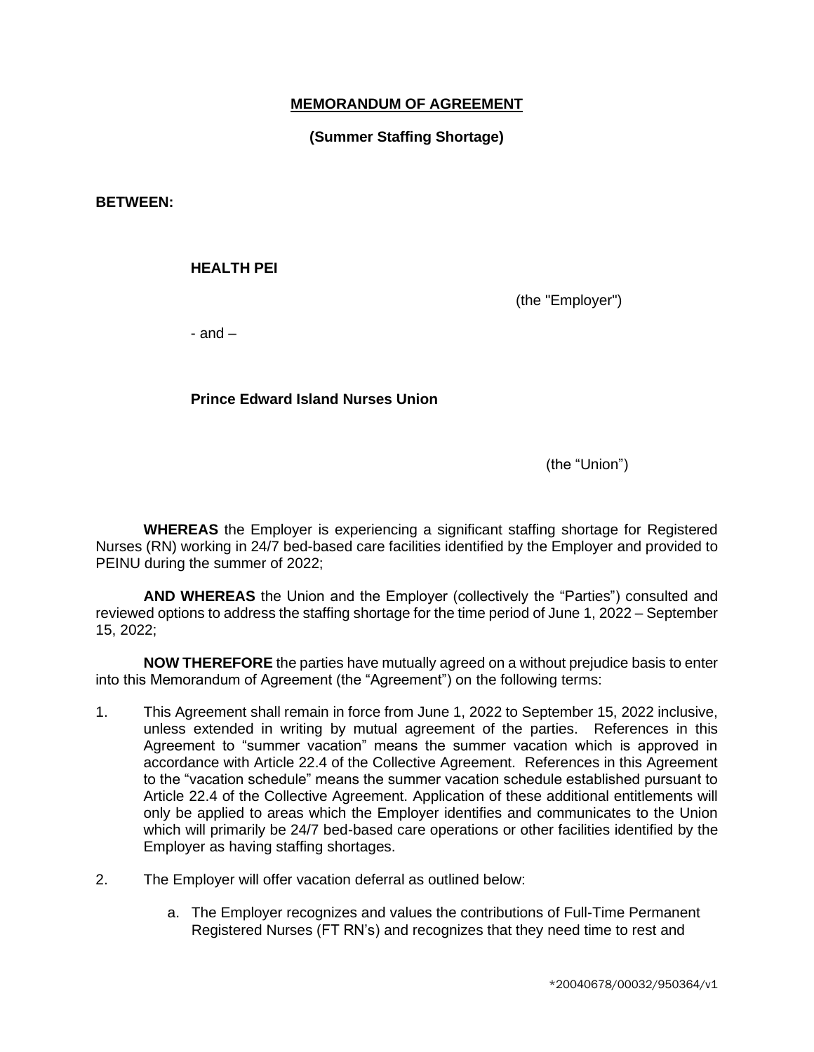# MEMORANDUM OF AGREEMENT

**(Summer Staffing Shortage)**

**BETWEEN:**

**HEALTH PEI**

(the "Employer")

- and –

**Prince Edward Island Nurses Union**

(the "Union")

**WHEREAS** the Employer is experiencing a significant staffing shortage for Registered Nurses (RN) working in 24/7 bed-based care facilities identified by the Employer and provided to PEINU during the summer of 2022;

**AND WHEREAS** the Union and the Employer (collectively the "Parties") consulted and reviewed options to address the staffing shortage for the time period of June 1, 2022 – September 15, 2022;

**NOW THEREFORE** the parties have mutually agreed on a without prejudice basis to enter into this Memorandum of Agreement (the "Agreement") on the following terms:

1. This Agreement shall remain in force from June 1, 2022 to September 15, 2022 inclusive, unless extended in writing by mutual agreement of the parties. References in this Agreement to "summer vacation" means the summer vacation which is approved in accordance with Article 22.4 of the Collective Agreement. References in this Agreement to the "vacation schedule" means the summer vacation schedule established pursuant to Article 22.4 of the Collective Agreement. Application of these additional entitlements will only be applied to areas which the Employer identifies and communicates to the Union which will primarily be 24/7 bed-based care operations or other facilities identified by the Employer as having staffing shortages.

2. The Employer will offer vacation deferral as outlined below:

   a. The Employer recognizes and values the contributions of Full-Time Permanent Registered Nurses (FT RN's) and recognizes that they need time to rest and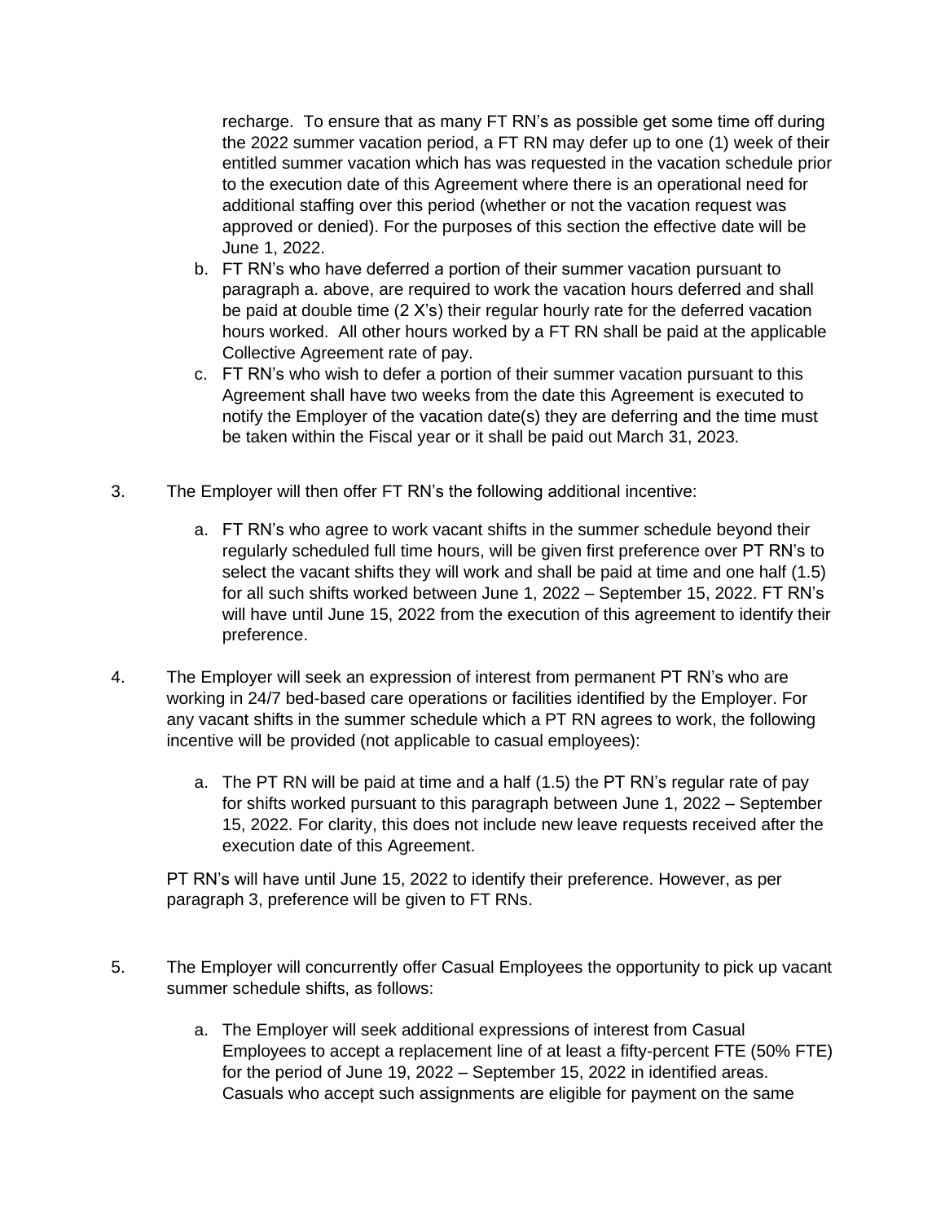recharge. To ensure that as many FT RN's as possible get some time off during the 2022 summer vacation period, a FT RN may defer up to one (1) week of their entitled summer vacation which has was requested in the vacation schedule prior to the execution date of this Agreement where there is an operational need for additional staffing over this period (whether or not the vacation request was approved or denied). For the purposes of this section the effective date will be June 1, 2022.

b. FT RN's who have deferred a portion of their summer vacation pursuant to paragraph a. above, are required to work the vacation hours deferred and shall be paid at double time (2 X's) their regular hourly rate for the deferred vacation hours worked. All other hours worked by a FT RN shall be paid at the applicable Collective Agreement rate of pay.

c. FT RN's who wish to defer a portion of their summer vacation pursuant to this Agreement shall have two weeks from the date this Agreement is executed to notify the Employer of the vacation date(s) they are deferring and the time must be taken within the Fiscal year or it shall be paid out March 31, 2023.

3. The Employer will then offer FT RN's the following additional incentive:

    a. FT RN's who agree to work vacant shifts in the summer schedule beyond their regularly scheduled full time hours, will be given first preference over PT RN's to select the vacant shifts they will work and shall be paid at time and one half (1.5) for all such shifts worked between June 1, 2022 – September 15, 2022. FT RN's will have until June 15, 2022 from the execution of this agreement to identify their preference.

4. The Employer will seek an expression of interest from permanent PT RN's who are working in 24/7 bed-based care operations or facilities identified by the Employer. For any vacant shifts in the summer schedule which a PT RN agrees to work, the following incentive will be provided (not applicable to casual employees):

    a. The PT RN will be paid at time and a half (1.5) the PT RN's regular rate of pay for shifts worked pursuant to this paragraph between June 1, 2022 – September 15, 2022. For clarity, this does not include new leave requests received after the execution date of this Agreement.

    PT RN's will have until June 15, 2022 to identify their preference. However, as per paragraph 3, preference will be given to FT RNs.

5. The Employer will concurrently offer Casual Employees the opportunity to pick up vacant summer schedule shifts, as follows:

    a. The Employer will seek additional expressions of interest from Casual Employees to accept a replacement line of at least a fifty-percent FTE (50% FTE) for the period of June 19, 2022 – September 15, 2022 in identified areas. Casuals who accept such assignments are eligible for payment on the same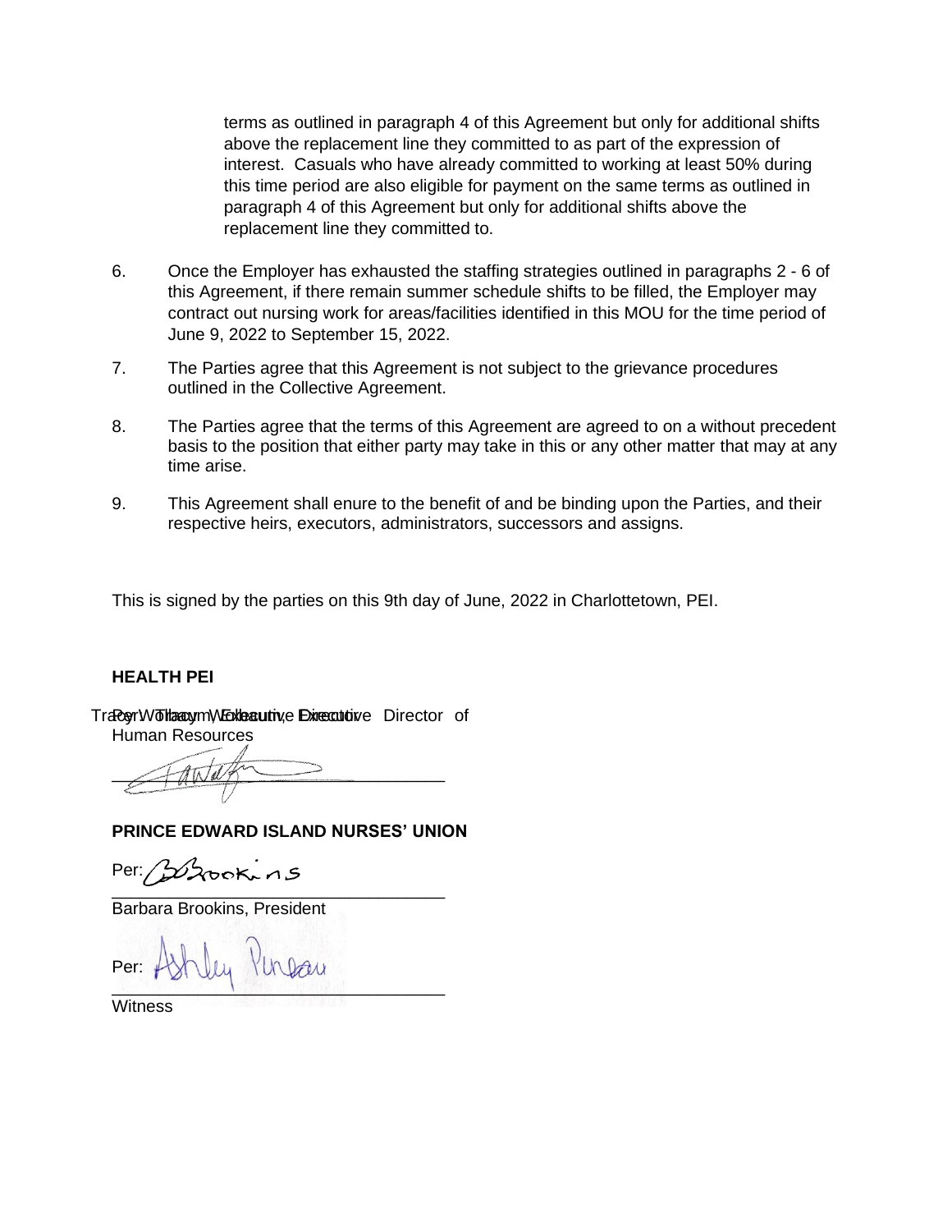terms as outlined in paragraph 4 of this Agreement but only for additional shifts above the replacement line they committed to as part of the expression of interest. Casuals who have already committed to working at least 50% during this time period are also eligible for payment on the same terms as outlined in paragraph 4 of this Agreement but only for additional shifts above the replacement line they committed to.

6. Once the Employer has exhausted the staffing strategies outlined in paragraphs 2 - 6 of this Agreement, if there remain summer schedule shifts to be filled, the Employer may contract out nursing work for areas/facilities identified in this MOU for the time period of June 9, 2022 to September 15, 2022.

7. The Parties agree that this Agreement is not subject to the grievance procedures outlined in the Collective Agreement.

8. The Parties agree that the terms of this Agreement are agreed to on a without precedent basis to the position that either party may take in this or any other matter that may at any time arise.

9. This Agreement shall enure to the benefit of and be binding upon the Parties, and their respective heirs, executors, administrators, successors and assigns.

This is signed by the parties on this 9th day of June, 2022 in Charlottetown, PEI.

**HEALTH PEI**

Per: Tracy Wollaston, Executive Director of Human Resources

\_\_\_\_\_\_\_\_\_\_\_\_\_\_\_\_\_\_\_\_\_\_\_\_\_\_\_\_\_\_\_\_\_\_\_

**PRINCE EDWARD ISLAND NURSES' UNION**

Per: \_\_\_\_\_\_\_\_\_\_\_\_\_\_\_\_\_\_\_\_\_\_\_\_\_\_\_\_\_\_\_\_\_\_\_

Barbara Brookins, President

Per: \_\_\_\_\_\_\_\_\_\_\_\_\_\_\_\_\_\_\_\_\_\_\_\_\_\_\_\_\_\_\_\_\_\_\_

Witness